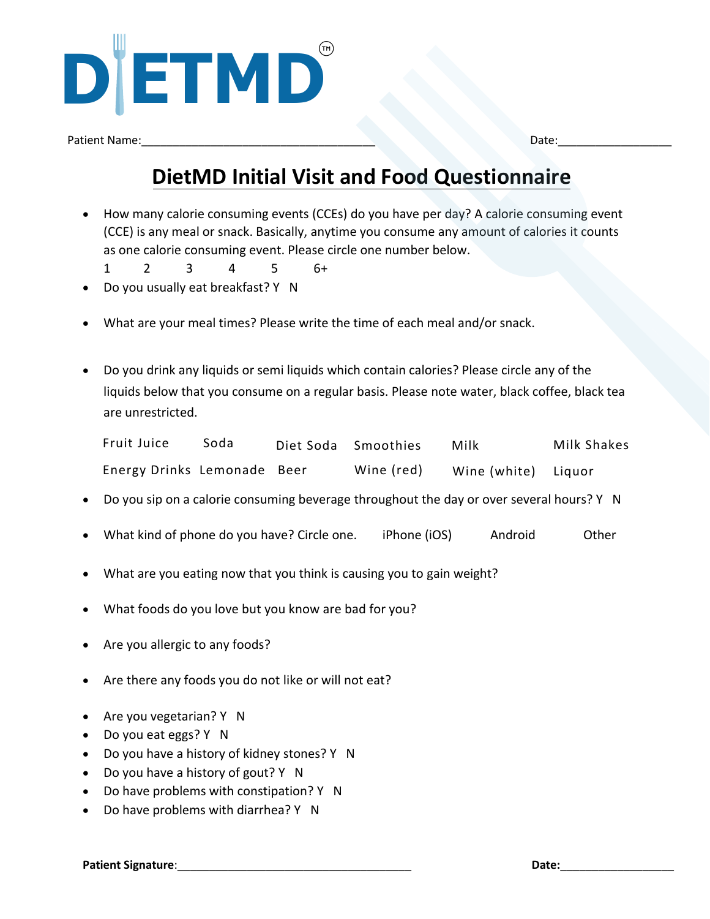DIETMD™

Patient Name:_____________________________________ Date:__________________

# DietMD Initial Visit and Food Questionnaire

- How many calorie consuming events (CCEs) do you have per day? A calorie consuming event (CCE) is any meal or snack. Basically, anytime you consume any amount of calories it counts as one calorie consuming event. Please circle one number below.
  1 2 3 4 5 6+
- Do you usually eat breakfast? Y N
- What are your meal times? Please write the time of each meal and/or snack.
- Do you drink any liquids or semi liquids which contain calories? Please circle any of the liquids below that you consume on a regular basis. Please note water, black coffee, black tea are unrestricted.

| | | | | | |
|---|---|---|---|---|---|
| Fruit Juice | Soda | Diet Soda | Smoothies | Milk | Milk Shakes |
| Energy Drinks | Lemonade | Beer | Wine (red) | Wine (white) | Liquor |

- Do you sip on a calorie consuming beverage throughout the day or over several hours? Y N
- What kind of phone do you have? Circle one. iPhone (iOS) Android Other
- What are you eating now that you think is causing you to gain weight?
- What foods do you love but you know are bad for you?
- Are you allergic to any foods?
- Are there any foods you do not like or will not eat?
- Are you vegetarian? Y N
- Do you eat eggs? Y N
- Do you have a history of kidney stones? Y N
- Do you have a history of gout? Y N
- Do have problems with constipation? Y N
- Do have problems with diarrhea? Y N

**Patient Signature**:______________________________________ **Date:**__________________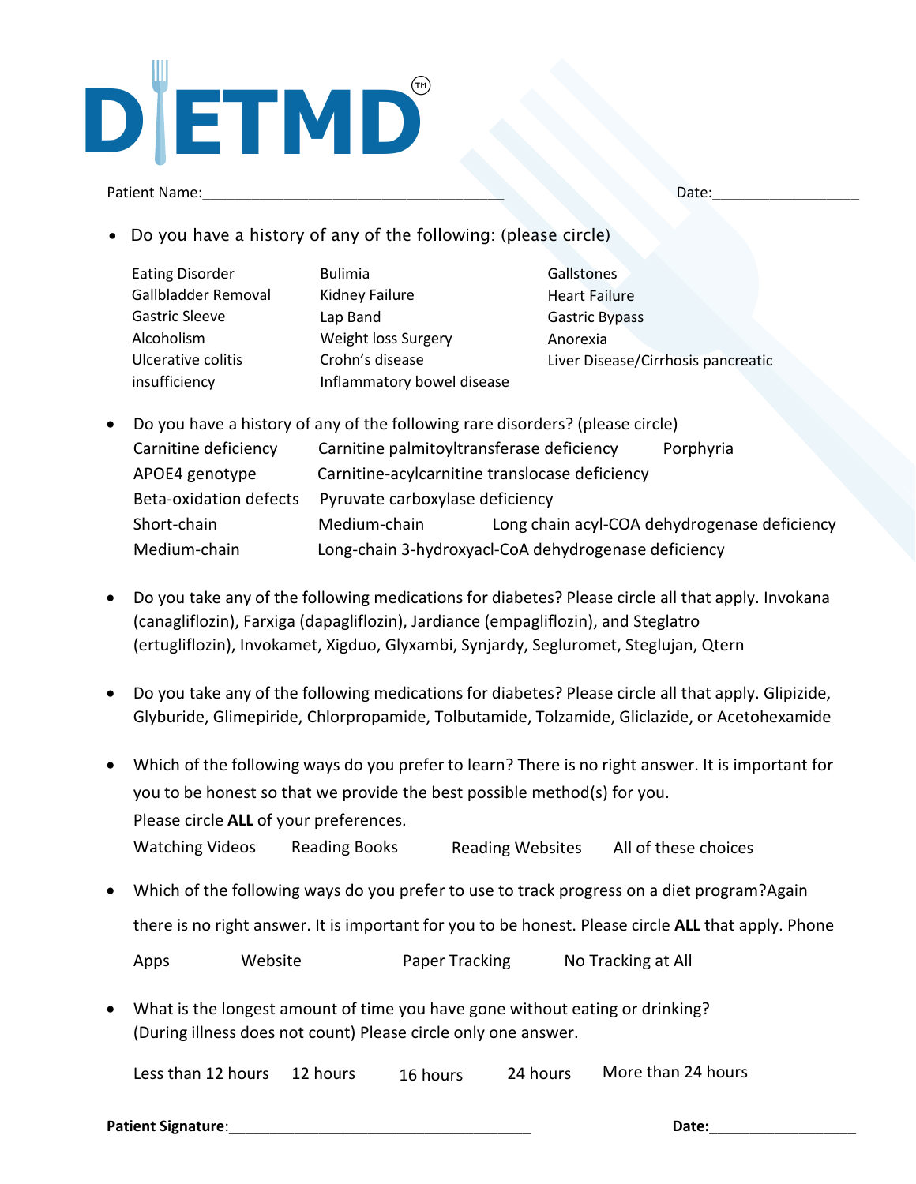# DIETMD™

Patient Name:_____________________________________ Date:__________________

- Do you have a history of any of the following: (please circle)

| | | |
|---|---|---|
| Eating Disorder | Bulimia | Gallstones |
| Gallbladder Removal | Kidney Failure | Heart Failure |
| Gastric Sleeve | Lap Band | Gastric Bypass |
| Alcoholism | Weight loss Surgery | Anorexia |
| Ulcerative colitis | Crohn's disease | Liver Disease/Cirrhosis pancreatic |
| insufficiency | Inflammatory bowel disease | |

- Do you have a history of any of the following rare disorders? (please circle)

| | | |
|---|---|---|
| Carnitine deficiency | Carnitine palmitoyltransferase deficiency | Porphyria |
| APOE4 genotype | Carnitine-acylcarnitine translocase deficiency | |
| Beta-oxidation defects | Pyruvate carboxylase deficiency | |
| Short-chain | Medium-chain | Long chain acyl-COA dehydrogenase deficiency |
| Medium-chain | Long-chain 3-hydroxyacl-CoA dehydrogenase deficiency | |

- Do you take any of the following medications for diabetes? Please circle all that apply. Invokana (canagliflozin), Farxiga (dapagliflozin), Jardiance (empagliflozin), and Steglatro (ertugliflozin), Invokamet, Xigduo, Glyxambi, Synjardy, Segluromet, Steglujan, Qtern

- Do you take any of the following medications for diabetes? Please circle all that apply. Glipizide, Glyburide, Glimepiride, Chlorpropamide, Tolbutamide, Tolzamide, Gliclazide, or Acetohexamide

- Which of the following ways do you prefer to learn? There is no right answer. It is important for you to be honest so that we provide the best possible method(s) for you. Please circle **ALL** of your preferences.

  Watching Videos &nbsp;&nbsp; Reading Books &nbsp;&nbsp; Reading Websites &nbsp;&nbsp; All of these choices

- Which of the following ways do you prefer to use to track progress on a diet program?Again there is no right answer. It is important for you to be honest. Please circle **ALL** that apply. Phone Apps &nbsp;&nbsp; Website &nbsp;&nbsp; Paper Tracking &nbsp;&nbsp; No Tracking at All

- What is the longest amount of time you have gone without eating or drinking? (During illness does not count) Please circle only one answer.

  Less than 12 hours &nbsp;&nbsp; 12 hours &nbsp;&nbsp; 16 hours &nbsp;&nbsp; 24 hours &nbsp;&nbsp; More than 24 hours

**Patient Signature**:_____________________________________ **Date:**__________________